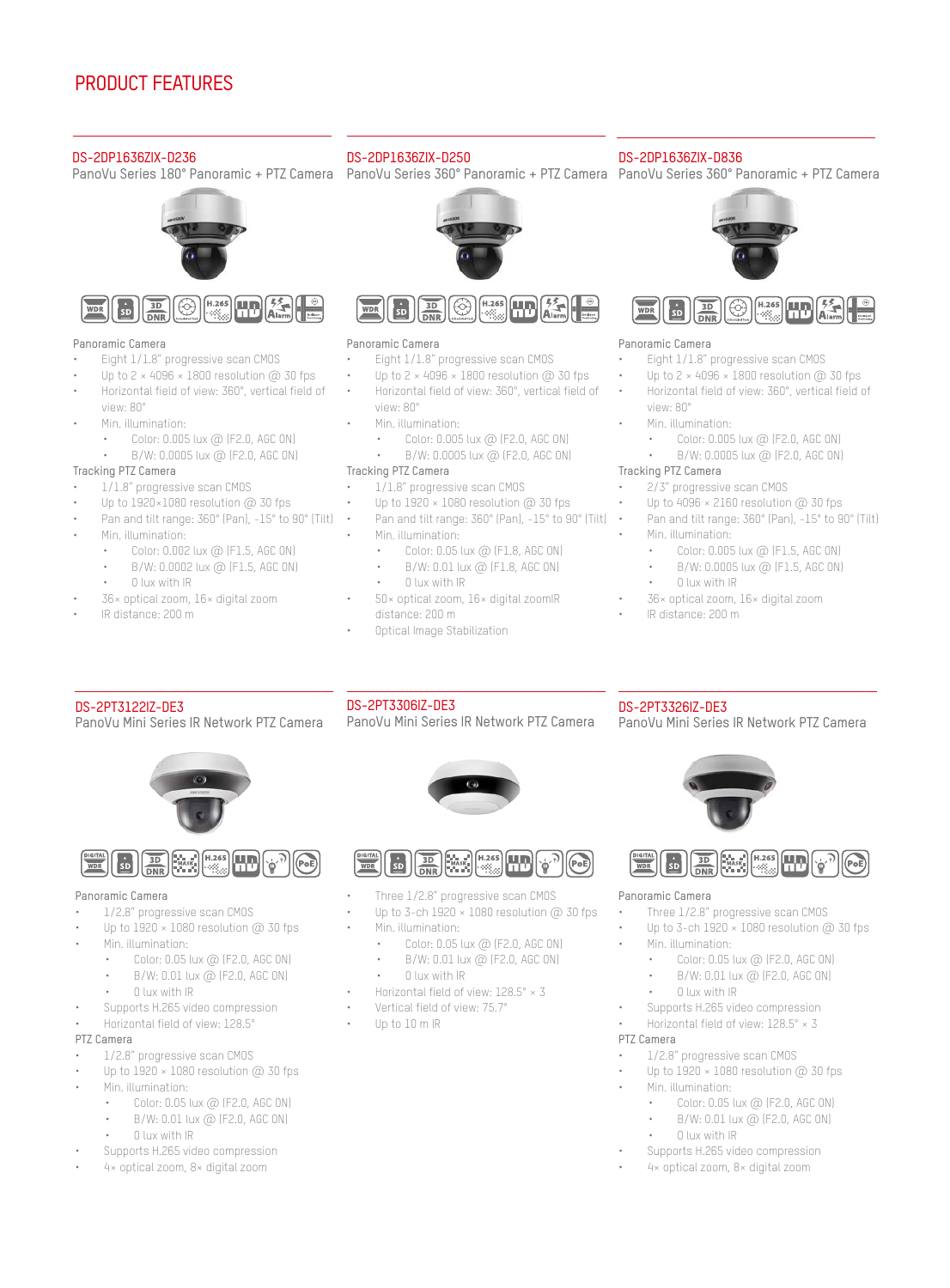# PRODUCT FEATURES

## DS-2DP1636ZIX-D236

PanoVu Series 180° Panoramic + PTZ Camera

Panoramic Camera

- Eight 1/1.8" progressive scan CMOS
- Up to 2 × 4096 × 1800 resolution @ 30 fps
- Horizontal field of view: 360°, vertical field of view: 80°
- Min. illumination:
  - Color: 0.005 lux @ (F2.0, AGC ON)
  - B/W: 0.0005 lux @ (F2.0, AGC ON)

Tracking PTZ Camera

- 1/1.8" progressive scan CMOS
- Up to 1920×1080 resolution @ 30 fps
- Pan and tilt range: 360° (Pan), -15° to 90° (Tilt)
- Min. illumination:
  - Color: 0.002 lux @ (F1.5, AGC ON)
  - B/W: 0.0002 lux @ (F1.5, AGC ON)
  - 0 lux with IR
- 36× optical zoom, 16× digital zoom
- IR distance: 200 m

## DS-2DP1636ZIX-D250

PanoVu Series 360° Panoramic + PTZ Camera

Panoramic Camera

- Eight 1/1.8" progressive scan CMOS
- Up to 2 × 4096 × 1800 resolution @ 30 fps
- Horizontal field of view: 360°, vertical field of view: 80°
- Min. illumination:
  - Color: 0.005 lux @ (F2.0, AGC ON)
  - B/W: 0.0005 lux @ (F2.0, AGC ON)

Tracking PTZ Camera

- 1/1.8" progressive scan CMOS
- Up to 1920 × 1080 resolution @ 30 fps
- Pan and tilt range: 360° (Pan), -15° to 90° (Tilt)
- Min. illumination:
  - Color: 0.05 lux @ (F1.8, AGC ON)
  - B/W: 0.01 lux @ (F1.8, AGC ON)
  - 0 lux with IR
- 50× optical zoom, 16× digital zoomIR distance: 200 m
- Optical Image Stabilization

## DS-2DP1636ZIX-D836

PanoVu Series 360° Panoramic + PTZ Camera

Panoramic Camera

- Eight 1/1.8" progressive scan CMOS
- Up to 2 × 4096 × 1800 resolution @ 30 fps
- Horizontal field of view: 360°, vertical field of view: 80°
- Min. illumination:
  - Color: 0.005 lux @ (F2.0, AGC ON)
  - B/W: 0.0005 lux @ (F2.0, AGC ON)

Tracking PTZ Camera

- 2/3" progressive scan CMOS
- Up to 4096 × 2160 resolution @ 30 fps
- Pan and tilt range: 360° (Pan), -15° to 90° (Tilt)
- Min. illumination:
  - Color: 0.005 lux @ (F1.5, AGC ON)
  - B/W: 0.0005 lux @ (F1.5, AGC ON)
  - 0 lux with IR
- 36× optical zoom, 16× digital zoom
- IR distance: 200 m

## DS-2PT3122IZ-DE3

PanoVu Mini Series IR Network PTZ Camera

Panoramic Camera

- 1/2.8" progressive scan CMOS
- Up to 1920 × 1080 resolution @ 30 fps
- Min. illumination:
  - Color: 0.05 lux @ (F2.0, AGC ON)
  - B/W: 0.01 lux @ (F2.0, AGC ON)
  - 0 lux with IR
- Supports H.265 video compression
- Horizontal field of view: 128.5°

PTZ Camera

- 1/2.8" progressive scan CMOS
- Up to 1920 × 1080 resolution @ 30 fps
- Min. illumination:
  - Color: 0.05 lux @ (F2.0, AGC ON)
  - B/W: 0.01 lux @ (F2.0, AGC ON)
  - 0 lux with IR
- Supports H.265 video compression
- 4× optical zoom, 8× digital zoom

## DS-2PT3306IZ-DE3

PanoVu Mini Series IR Network PTZ Camera

- Three 1/2.8" progressive scan CMOS
- Up to 3-ch 1920 × 1080 resolution @ 30 fps
- Min. illumination:
  - Color: 0.05 lux @ (F2.0, AGC ON)
  - B/W: 0.01 lux @ (F2.0, AGC ON)
  - 0 lux with IR
- Horizontal field of view: 128.5° × 3
- Vertical field of view: 75.7°
- Up to 10 m IR

## DS-2PT3326IZ-DE3

PanoVu Mini Series IR Network PTZ Camera

Panoramic Camera

- Three 1/2.8" progressive scan CMOS
- Up to 3-ch 1920 × 1080 resolution @ 30 fps
- Min. illumination:
  - Color: 0.05 lux @ (F2.0, AGC ON)
  - B/W: 0.01 lux @ (F2.0, AGC ON)
  - 0 lux with IR
- Supports H.265 video compression
- Horizontal field of view: 128.5° × 3

PTZ Camera

- 1/2.8" progressive scan CMOS
- Up to 1920 × 1080 resolution @ 30 fps
- Min. illumination:
  - Color: 0.05 lux @ (F2.0, AGC ON)
  - B/W: 0.01 lux @ (F2.0, AGC ON)
  - 0 lux with IR
- Supports H.265 video compression
- 4× optical zoom, 8× digital zoom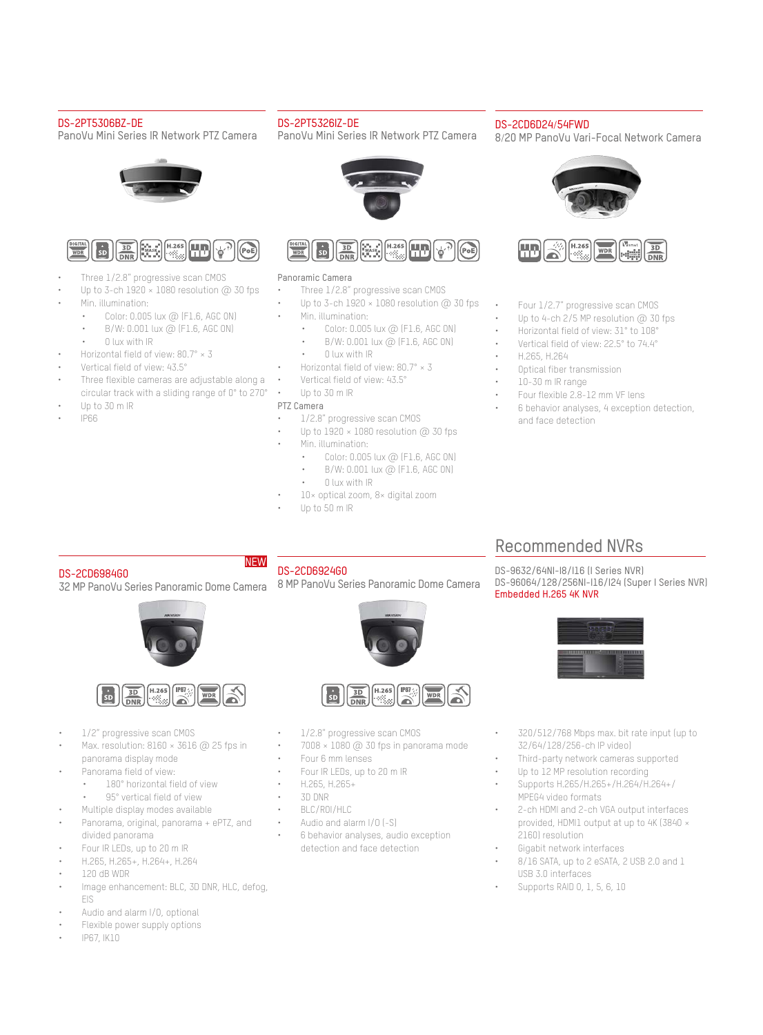## DS-2PT5306BZ-DE

PanoVu Mini Series IR Network PTZ Camera

- Three 1/2.8" progressive scan CMOS
- Up to 3-ch 1920 × 1080 resolution @ 30 fps
- Min. illumination:
  - Color: 0.005 lux @ (F1.6, AGC ON)
  - B/W: 0.001 lux @ (F1.6, AGC ON)
  - 0 lux with IR
- Horizontal field of view: 80.7° × 3
- Vertical field of view: 43.5°
- Three flexible cameras are adjustable along a circular track with a sliding range of 0° to 270°
- Up to 30 m IR
- IP66

## DS-2PT5326IZ-DE

PanoVu Mini Series IR Network PTZ Camera

Panoramic Camera

- Three 1/2.8" progressive scan CMOS
- Up to 3-ch 1920 × 1080 resolution @ 30 fps
- Min. illumination:
  - Color: 0.005 lux @ (F1.6, AGC ON)
  - B/W: 0.001 lux @ (F1.6, AGC ON)
  - 0 lux with IR
- Horizontal field of view: 80.7° × 3
- Vertical field of view: 43.5°
- Up to 30 m IR

PTZ Camera

- 1/2.8" progressive scan CMOS
- Up to 1920 × 1080 resolution @ 30 fps
- Min. illumination:
  - Color: 0.005 lux @ (F1.6, AGC ON)
  - B/W: 0.001 lux @ (F1.6, AGC ON)
  - 0 lux with IR
- 10× optical zoom, 8× digital zoom
- Up to 50 m IR

## DS-2CD6D24/54FWD

8/20 MP PanoVu Vari-Focal Network Camera

- Four 1/2.7" progressive scan CMOS
- Up to 4-ch 2/5 MP resolution @ 30 fps
- Horizontal field of view: 31° to 108°
- Vertical field of view: 22.5° to 74.4°
- H.265, H.264
- Optical fiber transmission
- 10-30 m IR range
- Four flexible 2.8-12 mm VF lens
- 6 behavior analyses, 4 exception detection, and face detection

## DS-2CD6984G0

NEW

32 MP PanoVu Series Panoramic Dome Camera

- 1/2" progressive scan CMOS
- Max. resolution: 8160 × 3616 @ 25 fps in panorama display mode
- Panorama field of view:
  - 180° horizontal field of view
  - 95° vertical field of view
- Multiple display modes available
- Panorama, original, panorama + ePTZ, and divided panorama
- Four IR LEDs, up to 20 m IR
- H.265, H.265+, H.264+, H.264
- 120 dB WDR
- Image enhancement: BLC, 3D DNR, HLC, defog, EIS
- Audio and alarm I/O, optional
- Flexible power supply options
- IP67, IK10

## DS-2CD6924G0

8 MP PanoVu Series Panoramic Dome Camera

- 1/2.8" progressive scan CMOS
- 7008 × 1080 @ 30 fps in panorama mode
- Four 6 mm lenses
- Four IR LEDs, up to 20 m IR
- H.265, H.265+
- 3D DNR
- BLC/ROI/HLC
- Audio and alarm I/O (-S)
- 6 behavior analyses, audio exception detection and face detection

# Recommended NVRs

DS-9632/64NI-I8/I16 (I Series NVR)
DS-96064/128/256NI-I16/I24 (Super I Series NVR)
Embedded H.265 4K NVR

- 320/512/768 Mbps max. bit rate input (up to 32/64/128/256-ch IP video)
- Third-party network cameras supported
- Up to 12 MP resolution recording
- Supports H.265/H.265+/H.264/H.264+/MPEG4 video formats
- 2-ch HDMI and 2-ch VGA output interfaces provided, HDMI1 output at up to 4K (3840 × 2160) resolution
- Gigabit network interfaces
- 8/16 SATA, up to 2 eSATA, 2 USB 2.0 and 1 USB 3.0 interfaces
- Supports RAID 0, 1, 5, 6, 10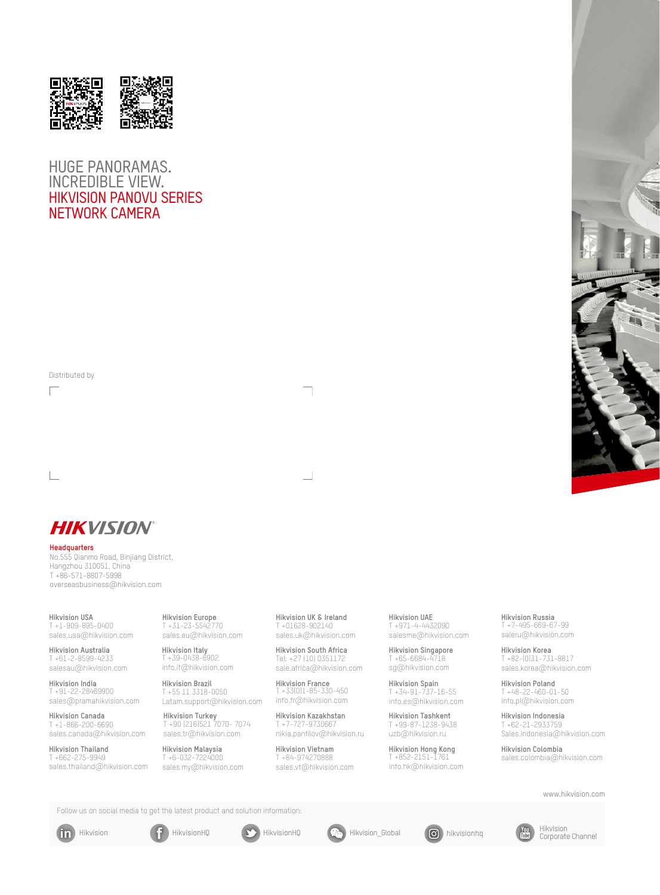HUGE PANORAMAS.
INCREDIBLE VIEW.
HIKVISION PANOVU SERIES
NETWORK CAMERA

Distributed by

**HIKVISION**

**Headquarters**
No.555 Qianmo Road, Binjiang District,
Hangzhou 310051, China
T +86-571-8807-5998
overseasbusiness@hikvision.com

**Hikvision USA**
T +1-909-895-0400
sales.usa@hikvision.com

**Hikvision Australia**
T +61-2-8599-4233
salesau@hikvision.com

**Hikvision India**
T +91-22-28469900
sales@pramahikvision.com

**Hikvision Canada**
T +1-866-200-6690
sales.canada@hikvision.com

**Hikvision Thailand**
T +662-275-9949
sales.thailand@hikvision.com

**Hikvision Europe**
T +31-23-5542770
sales.eu@hikvision.com

**Hikvision Italy**
T +39-0438-6902
info.it@hikvision.com

**Hikvision Brazil**
T +55 11 3318-0050
Latam.support@hikvision.com

**Hikvision Turkey**
T +90 (216)521 7070- 7074
sales.tr@hikvision.com

**Hikvision Malaysia**
T +6-032-7224000
sales.my@hikvision.com

**Hikvision UK & Ireland**
T +01628-902140
sales.uk@hikvision.com

**Hikvision South Africa**
Tel: +27 (10) 0351172
sale.africa@hikvision.com

**Hikvision France**
T +33(0)1-85-330-450
info.fr@hikvision.com

**Hikvision Kazakhstan**
T +7-727-9730667
nikia.panfilov@hikvision.ru

**Hikvision Vietnam**
T +84-974270888
sales.vt@hikvision.com

**Hikvision UAE**
T +971-4-4432090
salesme@hikvision.com

**Hikvision Singapore**
T +65-6684-4718
sg@hikvision.com

**Hikvision Spain**
T +34-91-737-16-55
info.es@hikvision.com

**Hikvision Tashkent**
T +99-87-1238-9438
uzb@hikvision.ru

**Hikvision Hong Kong**
T +852-2151-1761
info.hk@hikvision.com

**Hikvision Russia**
T +7-495-669-67-99
saleru@hikvision.com

**Hikvision Korea**
T +82-(0)31-731-8817
sales.korea@hikvision.com

**Hikvision Poland**
T +48-22-460-01-50
info.pl@hikvision.com

**Hikvision Indonesia**
T +62-21-2933759
Sales.Indonesia@hikvision.com

**Hikvision Colombia**
sales.colombia@hikvision.com

www.hikvision.com

Follow us on social media to get the latest product and solution information:

Hikvision | HikvisionHQ | HikvisionHQ | Hikvision_Global | hikvisionhq | Hikvision Corporate Channel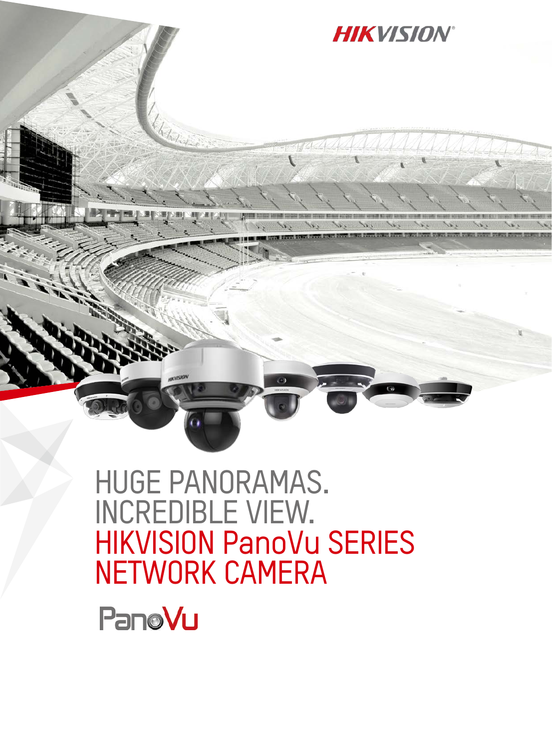HIKVISION

# HUGE PANORAMAS. INCREDIBLE VIEW.

# HIKVISION PanoVu SERIES NETWORK CAMERA

PanoVu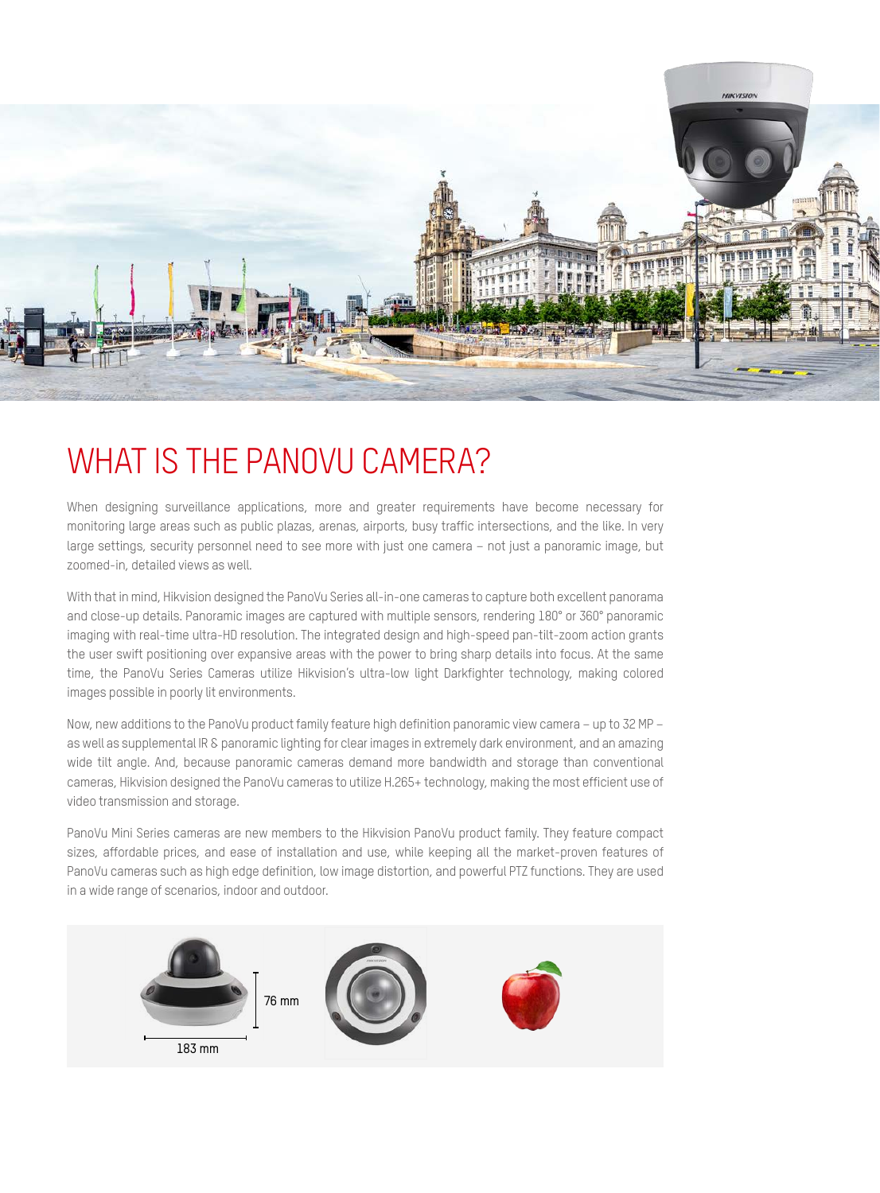# WHAT IS THE PANOVU CAMERA?

When designing surveillance applications, more and greater requirements have become necessary for monitoring large areas such as public plazas, arenas, airports, busy traffic intersections, and the like. In very large settings, security personnel need to see more with just one camera – not just a panoramic image, but zoomed-in, detailed views as well.

With that in mind, Hikvision designed the PanoVu Series all-in-one cameras to capture both excellent panorama and close-up details. Panoramic images are captured with multiple sensors, rendering 180° or 360° panoramic imaging with real-time ultra-HD resolution. The integrated design and high-speed pan-tilt-zoom action grants the user swift positioning over expansive areas with the power to bring sharp details into focus. At the same time, the PanoVu Series Cameras utilize Hikvision's ultra-low light Darkfighter technology, making colored images possible in poorly lit environments.

Now, new additions to the PanoVu product family feature high definition panoramic view camera – up to 32 MP – as well as supplemental IR & panoramic lighting for clear images in extremely dark environment, and an amazing wide tilt angle. And, because panoramic cameras demand more bandwidth and storage than conventional cameras, Hikvision designed the PanoVu cameras to utilize H.265+ technology, making the most efficient use of video transmission and storage.

PanoVu Mini Series cameras are new members to the Hikvision PanoVu product family. They feature compact sizes, affordable prices, and ease of installation and use, while keeping all the market-proven features of PanoVu cameras such as high edge definition, low image distortion, and powerful PTZ functions. They are used in a wide range of scenarios, indoor and outdoor.

76 mm

183 mm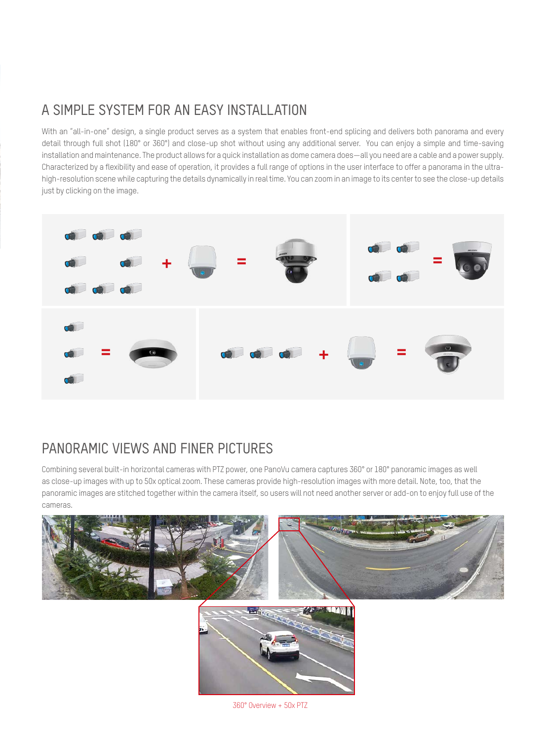## A SIMPLE SYSTEM FOR AN EASY INSTALLATION

With an "all-in-one" design, a single product serves as a system that enables front-end splicing and delivers both panorama and every detail through full shot (180° or 360°) and close-up shot without using any additional server. You can enjoy a simple and time-saving installation and maintenance. The product allows for a quick installation as dome camera does—all you need are a cable and a power supply. Characterized by a flexibility and ease of operation, it provides a full range of options in the user interface to offer a panorama in the ultra-high-resolution scene while capturing the details dynamically in real time. You can zoom in an image to its center to see the close-up details just by clicking on the image.

## PANORAMIC VIEWS AND FINER PICTURES

Combining several built-in horizontal cameras with PTZ power, one PanoVu camera captures 360° or 180° panoramic images as well as close-up images with up to 50x optical zoom. These cameras provide high-resolution images with more detail. Note, too, that the panoramic images are stitched together within the camera itself, so users will not need another server or add-on to enjoy full use of the cameras.

360° Overview + 50x PTZ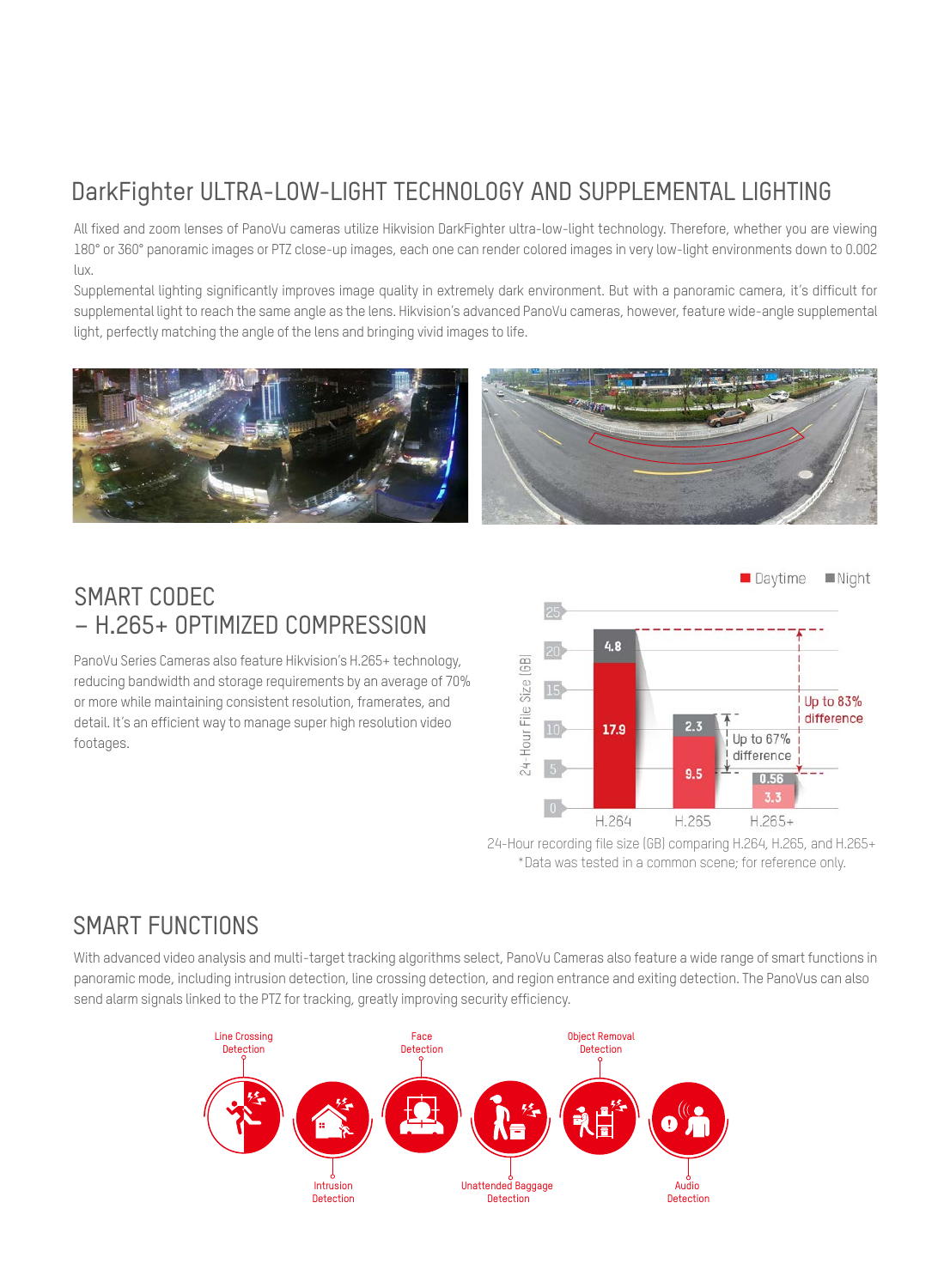## DarkFighter ULTRA-LOW-LIGHT TECHNOLOGY AND SUPPLEMENTAL LIGHTING

All fixed and zoom lenses of PanoVu cameras utilize Hikvision DarkFighter ultra-low-light technology. Therefore, whether you are viewing 180° or 360° panoramic images or PTZ close-up images, each one can render colored images in very low-light environments down to 0.002 lux.

Supplemental lighting significantly improves image quality in extremely dark environment. But with a panoramic camera, it's difficult for supplemental light to reach the same angle as the lens. Hikvision's advanced PanoVu cameras, however, feature wide-angle supplemental light, perfectly matching the angle of the lens and bringing vivid images to life.

## SMART CODEC – H.265+ OPTIMIZED COMPRESSION

PanoVu Series Cameras also feature Hikvision's H.265+ technology, reducing bandwidth and storage requirements by an average of 70% or more while maintaining consistent resolution, framerates, and detail. It's an efficient way to manage super high resolution video footages.

| Codec | Daytime (GB) | Night (GB) |
| --- | --- | --- |
| H.264 | 17.9 | 4.8 |
| H.265 | 9.5 | 2.3 |
| H.265+ | 3.3 | 0.56 |

H.265 vs H.264: Up to 67% difference. H.265+ vs H.264: Up to 83% difference.

24-Hour recording file size (GB) comparing H.264, H.265, and H.265+
*Data was tested in a common scene; for reference only.

## SMART FUNCTIONS

With advanced video analysis and multi-target tracking algorithms select, PanoVu Cameras also feature a wide range of smart functions in panoramic mode, including intrusion detection, line crossing detection, and region entrance and exiting detection. The PanoVus can also send alarm signals linked to the PTZ for tracking, greatly improving security efficiency.

- Line Crossing Detection
- Intrusion Detection
- Face Detection
- Unattended Baggage Detection
- Object Removal Detection
- Audio Detection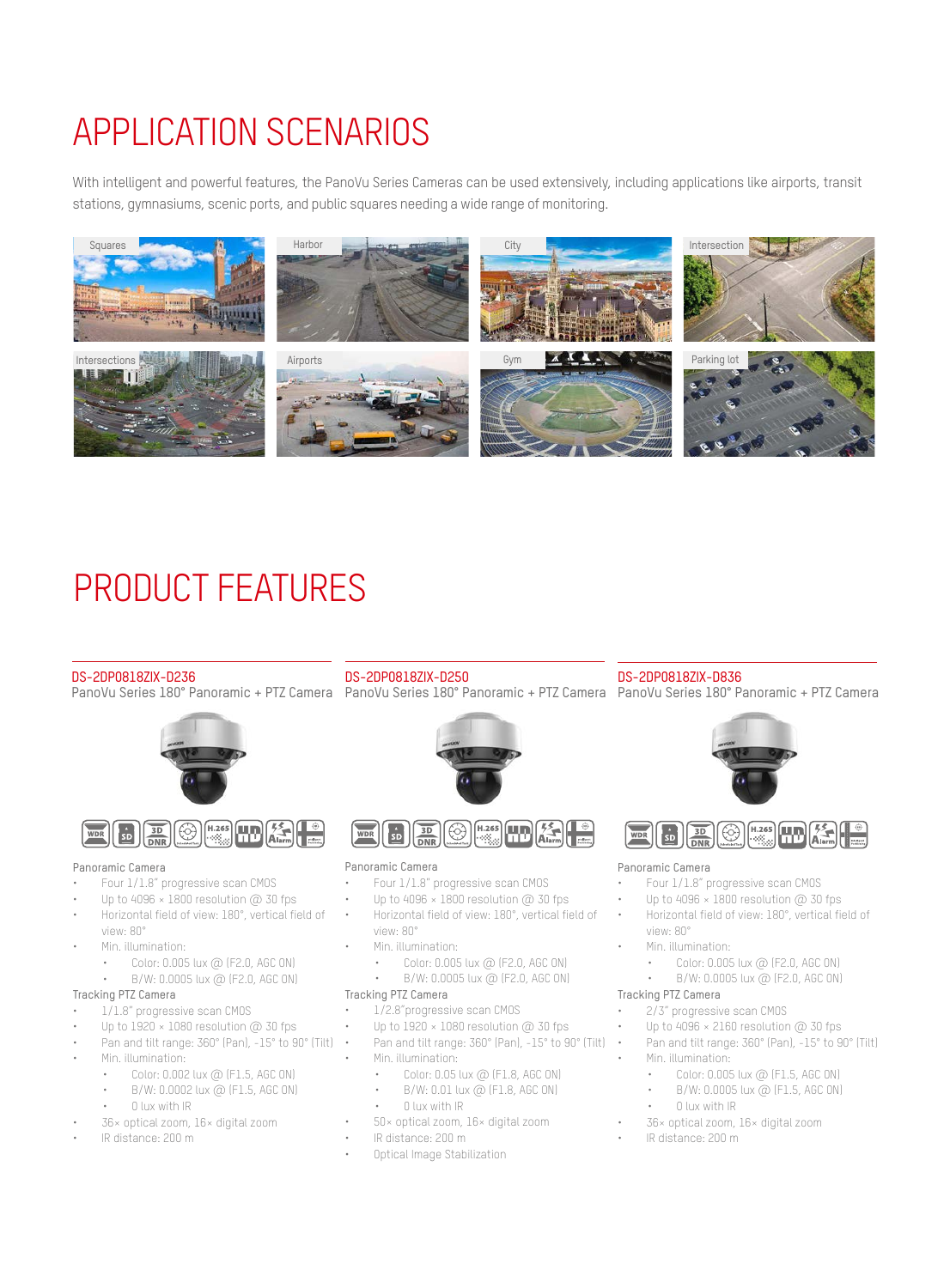# APPLICATION SCENARIOS

With intelligent and powerful features, the PanoVu Series Cameras can be used extensively, including applications like airports, transit stations, gymnasiums, scenic ports, and public squares needing a wide range of monitoring.

Squares

Harbor

City

Intersection

Intersections

Airports

Gym

Parking lot

# PRODUCT FEATURES

## DS-2DP0818ZIX-D236

PanoVu Series 180° Panoramic + PTZ Camera

WDR SD 3D DNR H.265 HD Alarm

Panoramic Camera

- Four 1/1.8" progressive scan CMOS
- Up to 4096 × 1800 resolution @ 30 fps
- Horizontal field of view: 180°, vertical field of view: 80°
- Min. illumination:
  - Color: 0.005 lux @ (F2.0, AGC ON)
  - B/W: 0.0005 lux @ (F2.0, AGC ON)

Tracking PTZ Camera

- 1/1.8" progressive scan CMOS
- Up to 1920 × 1080 resolution @ 30 fps
- Pan and tilt range: 360° (Pan), -15° to 90° (Tilt)
- Min. illumination:
  - Color: 0.002 lux @ (F1.5, AGC ON)
  - B/W: 0.0002 lux @ (F1.5, AGC ON)
  - 0 lux with IR
- 36× optical zoom, 16× digital zoom
- IR distance: 200 m

## DS-2DP0818ZIX-D250

PanoVu Series 180° Panoramic + PTZ Camera

WDR SD 3D DNR H.265 HD Alarm

Panoramic Camera

- Four 1/1.8" progressive scan CMOS
- Up to 4096 × 1800 resolution @ 30 fps
- Horizontal field of view: 180°, vertical field of view: 80°
- Min. illumination:
  - Color: 0.005 lux @ (F2.0, AGC ON)
  - B/W: 0.0005 lux @ (F2.0, AGC ON)

Tracking PTZ Camera

- 1/2.8"progressive scan CMOS
- Up to 1920 × 1080 resolution @ 30 fps
- Pan and tilt range: 360° (Pan), -15° to 90° (Tilt)
- Min. illumination:
  - Color: 0.05 lux @ (F1.8, AGC ON)
  - B/W: 0.01 lux @ (F1.8, AGC ON)
  - 0 lux with IR
- 50× optical zoom, 16× digital zoom
- IR distance: 200 m
- Optical Image Stabilization

## DS-2DP0818ZIX-D836

PanoVu Series 180° Panoramic + PTZ Camera

WDR SD 3D DNR H.265 HD Alarm

Panoramic Camera

- Four 1/1.8" progressive scan CMOS
- Up to 4096 × 1800 resolution @ 30 fps
- Horizontal field of view: 180°, vertical field of view: 80°
- Min. illumination:
  - Color: 0.005 lux @ (F2.0, AGC ON)
  - B/W: 0.0005 lux @ (F2.0, AGC ON)

Tracking PTZ Camera

- 2/3" progressive scan CMOS
- Up to 4096 × 2160 resolution @ 30 fps
- Pan and tilt range: 360° (Pan), -15° to 90° (Tilt)
- Min. illumination:
  - Color: 0.005 lux @ (F1.5, AGC ON)
  - B/W: 0.0005 lux @ (F1.5, AGC ON)
  - 0 lux with IR
- 36× optical zoom, 16× digital zoom
- IR distance: 200 m